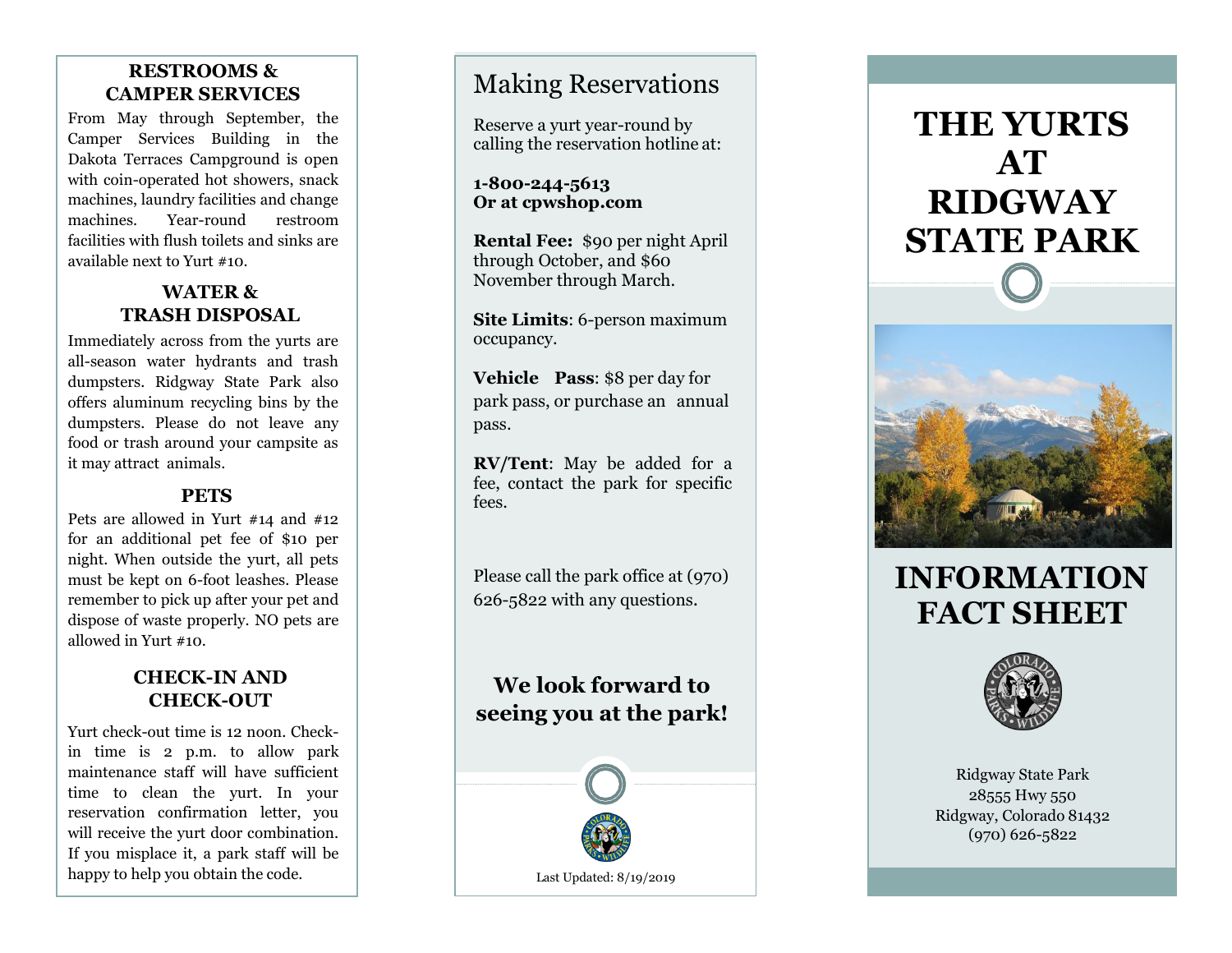## RESTROOMS & CAMPER SERVICES

From May through September, the Camper Services Building in the Dakota Terraces Campground is open with coin-operated hot showers, snack machines, laundry facilities and change machines. Year-round restroom facilities with flush toilets and sinks are available next to Yurt #10.

## WATER & TRASH DISPOSAL

Immediately across from the yurts are all-season water hydrants and trash dumpsters. Ridgway State Park also offers aluminum recycling bins by the dumpsters. Please do not leave any food or trash around your campsite as it may attract animals.

## PETS

Pets are allowed in Yurt #14 and #12 for an additional pet fee of $10 per night. When outside the yurt, all pets must be kept on 6-foot leashes. Please remember to pick up after your pet and dispose of waste properly. NO pets are allowed in Yurt #10.

## CHECK-IN AND CHECK-OUT

Yurt check-out time is 12 noon. Check-in time is 2 p.m. to allow park maintenance staff will have sufficient time to clean the yurt. In your reservation confirmation letter, you will receive the yurt door combination. If you misplace it, a park staff will be happy to help you obtain the code.

## Making Reservations

Reserve a yurt year-round by calling the reservation hotline at:

**1-800-244-5613**
**Or at cpwshop.com**

**Rental Fee:** $90 per night April through October, and $60 November through March.

**Site Limits**: 6-person maximum occupancy.

**Vehicle Pass**: $8 per day for park pass, or purchase an annual pass.

**RV/Tent**: May be added for a fee, contact the park for specific fees.

Please call the park office at (970) 626-5822 with any questions.

**We look forward to seeing you at the park!**

Last Updated: 8/19/2019

# THE YURTS AT RIDGWAY STATE PARK

# INFORMATION FACT SHEET

Ridgway State Park
28555 Hwy 550
Ridgway, Colorado 81432
(970) 626-5822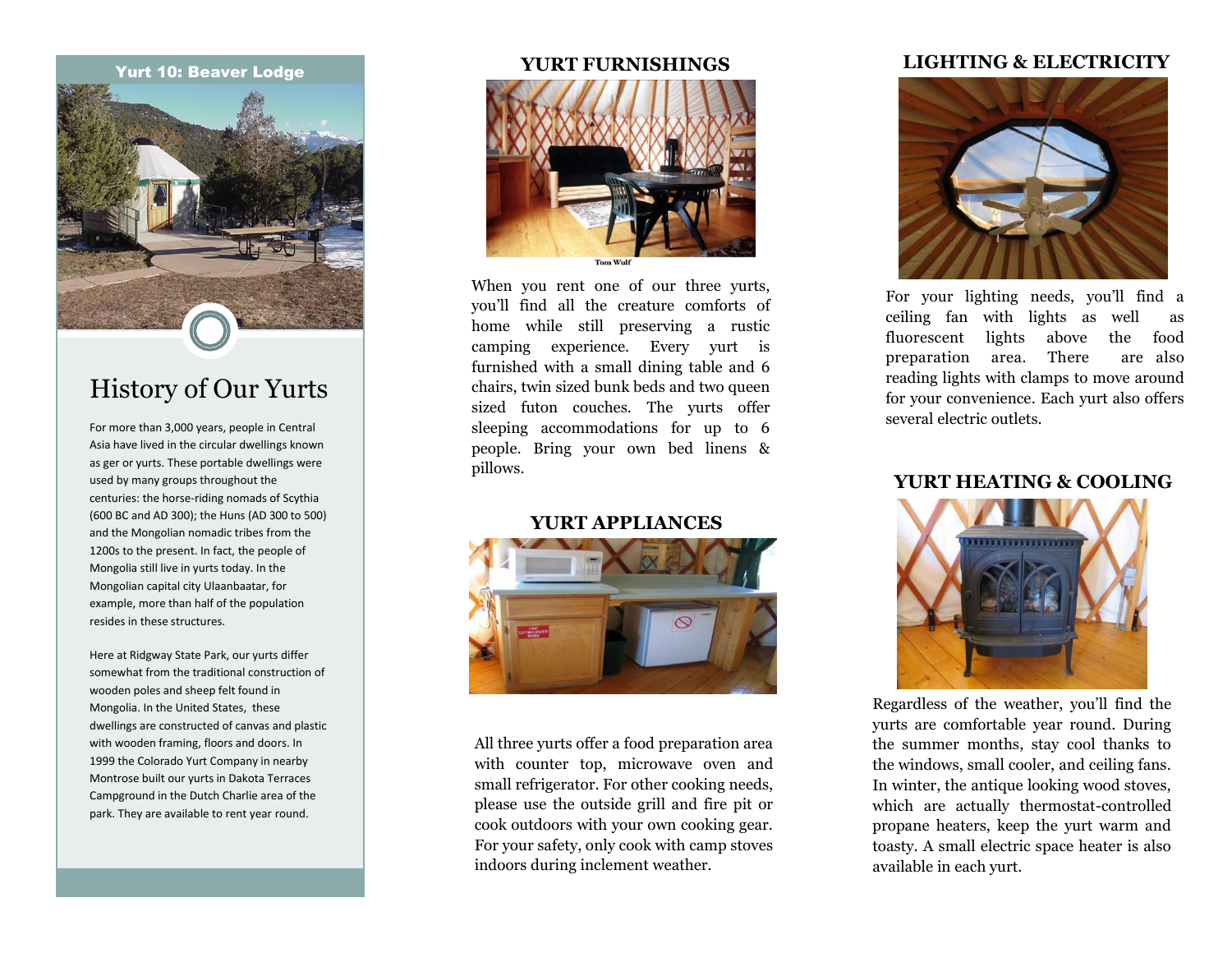**Yurt 10: Beaver Lodge**

# History of Our Yurts

For more than 3,000 years, people in Central Asia have lived in the circular dwellings known as ger or yurts. These portable dwellings were used by many groups throughout the centuries: the horse-riding nomads of Scythia (600 BC and AD 300); the Huns (AD 300 to 500) and the Mongolian nomadic tribes from the 1200s to the present. In fact, the people of Mongolia still live in yurts today. In the Mongolian capital city Ulaanbaatar, for example, more than half of the population resides in these structures.

Here at Ridgway State Park, our yurts differ somewhat from the traditional construction of wooden poles and sheep felt found in Mongolia. In the United States, these dwellings are constructed of canvas and plastic with wooden framing, floors and doors. In 1999 the Colorado Yurt Company in nearby Montrose built our yurts in Dakota Terraces Campground in the Dutch Charlie area of the park. They are available to rent year round.

## YURT FURNISHINGS

Tom Wulf

When you rent one of our three yurts, you'll find all the creature comforts of home while still preserving a rustic camping experience. Every yurt is furnished with a small dining table and 6 chairs, twin sized bunk beds and two queen sized futon couches. The yurts offer sleeping accommodations for up to 6 people. Bring your own bed linens & pillows.

## YURT APPLIANCES

All three yurts offer a food preparation area with counter top, microwave oven and small refrigerator. For other cooking needs, please use the outside grill and fire pit or cook outdoors with your own cooking gear. For your safety, only cook with camp stoves indoors during inclement weather.

## LIGHTING & ELECTRICITY

For your lighting needs, you'll find a ceiling fan with lights as well as fluorescent lights above the food preparation area. There are also reading lights with clamps to move around for your convenience. Each yurt also offers several electric outlets.

## YURT HEATING & COOLING

Regardless of the weather, you'll find the yurts are comfortable year round. During the summer months, stay cool thanks to the windows, small cooler, and ceiling fans. In winter, the antique looking wood stoves, which are actually thermostat-controlled propane heaters, keep the yurt warm and toasty. A small electric space heater is also available in each yurt.